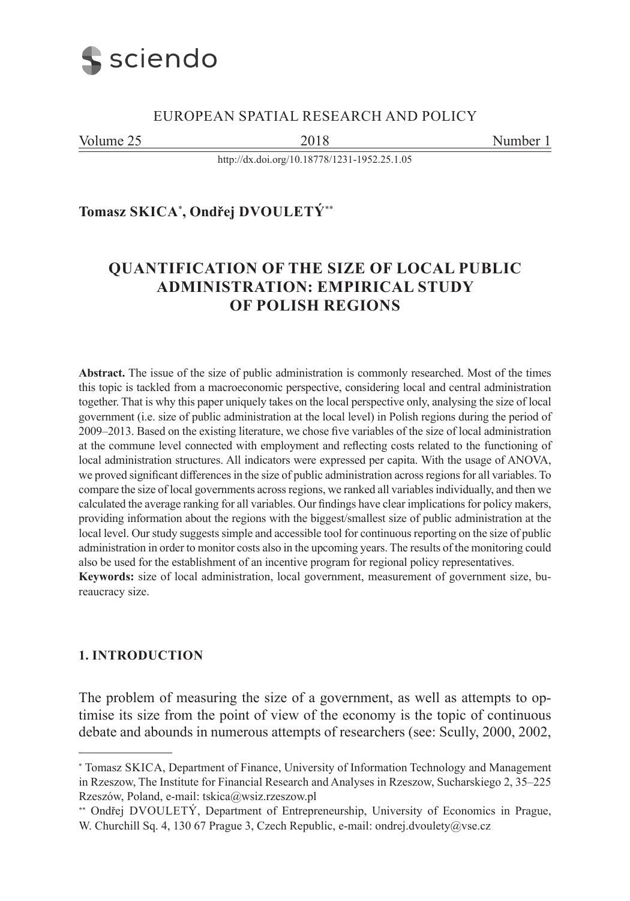EUROPEAN SPATIAL RESEARCH AND POLICY

Volume 25 2018 Number 1

http://dx.doi.org/10.18778/1231-1952.25.1.05

**Tomasz SKICA[*], Ondřej DVOULETÝ[**]**

# QUANTIFICATION OF THE SIZE OF LOCAL PUBLIC ADMINISTRATION: EMPIRICAL STUDY OF POLISH REGIONS

**Abstract.** The issue of the size of public administration is commonly researched. Most of the times this topic is tackled from a macroeconomic perspective, considering local and central administration together. That is why this paper uniquely takes on the local perspective only, analysing the size of local government (i.e. size of public administration at the local level) in Polish regions during the period of 2009–2013. Based on the existing literature, we chose five variables of the size of local administration at the commune level connected with employment and reflecting costs related to the functioning of local administration structures. All indicators were expressed per capita. With the usage of ANOVA, we proved significant differences in the size of public administration across regions for all variables. To compare the size of local governments across regions, we ranked all variables individually, and then we calculated the average ranking for all variables. Our findings have clear implications for policy makers, providing information about the regions with the biggest/smallest size of public administration at the local level. Our study suggests simple and accessible tool for continuous reporting on the size of public administration in order to monitor costs also in the upcoming years. The results of the monitoring could also be used for the establishment of an incentive program for regional policy representatives.

**Keywords:** size of local administration, local government, measurement of government size, bureaucracy size.

## 1. INTRODUCTION

The problem of measuring the size of a government, as well as attempts to optimise its size from the point of view of the economy is the topic of continuous debate and abounds in numerous attempts of researchers (see: Scully, 2000, 2002,

---

[*] Tomasz SKICA, Department of Finance, University of Information Technology and Management in Rzeszow, The Institute for Financial Research and Analyses in Rzeszow, Sucharskiego 2, 35–225 Rzeszów, Poland, e-mail: tskica@wsiz.rzeszow.pl

[**] Ondřej DVOULETÝ, Department of Entrepreneurship, University of Economics in Prague, W. Churchill Sq. 4, 130 67 Prague 3, Czech Republic, e-mail: ondrej.dvoulety@vse.cz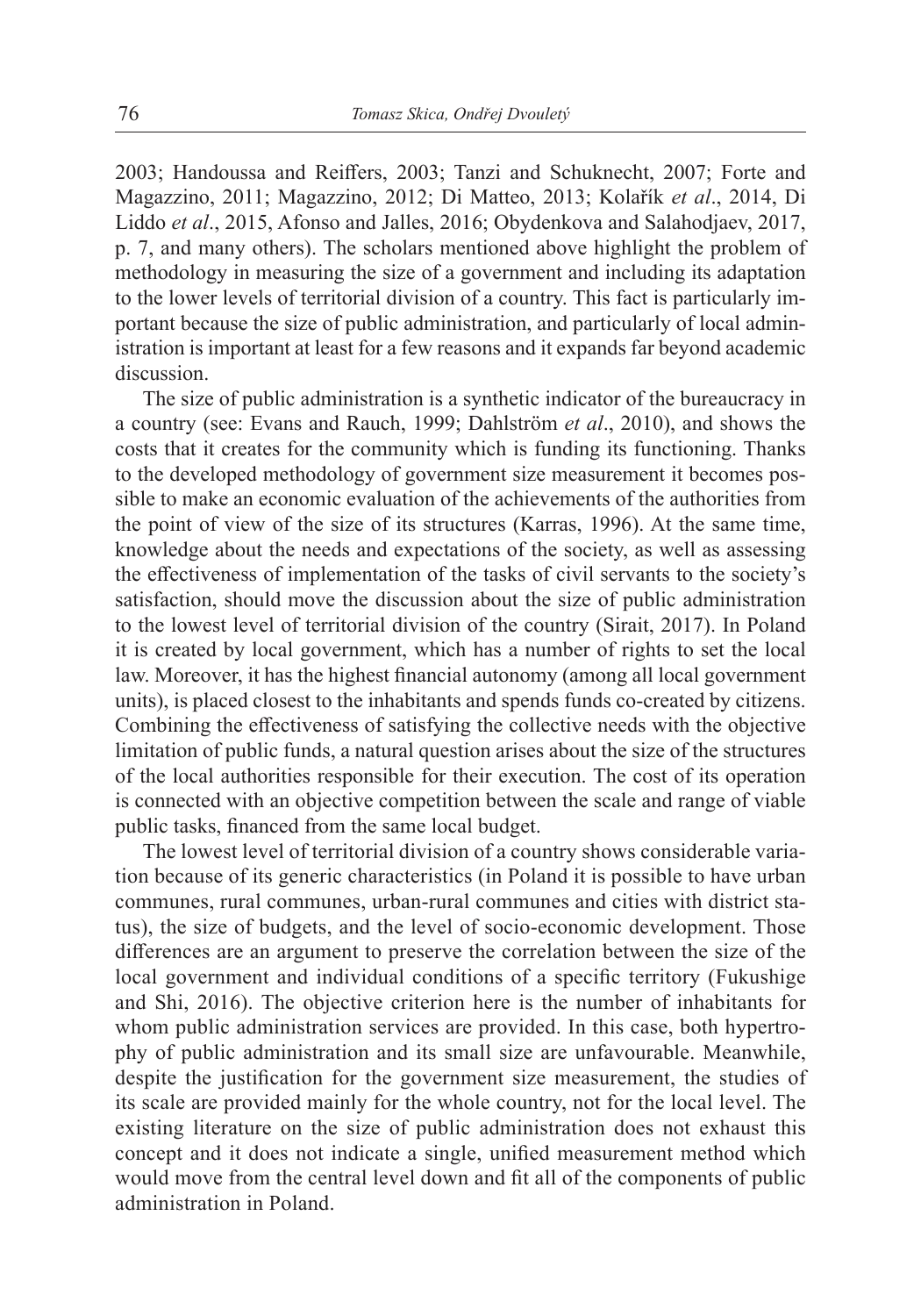2003; Handoussa and Reiffers, 2003; Tanzi and Schuknecht, 2007; Forte and Magazzino, 2011; Magazzino, 2012; Di Matteo, 2013; Kolařík *et al*., 2014, Di Liddo *et al*., 2015, Afonso and Jalles, 2016; Obydenkova and Salahodjaev, 2017, p. 7, and many others). The scholars mentioned above highlight the problem of methodology in measuring the size of a government and including its adaptation to the lower levels of territorial division of a country. This fact is particularly important because the size of public administration, and particularly of local administration is important at least for a few reasons and it expands far beyond academic discussion.

The size of public administration is a synthetic indicator of the bureaucracy in a country (see: Evans and Rauch, 1999; Dahlström *et al*., 2010), and shows the costs that it creates for the community which is funding its functioning. Thanks to the developed methodology of government size measurement it becomes possible to make an economic evaluation of the achievements of the authorities from the point of view of the size of its structures (Karras, 1996). At the same time, knowledge about the needs and expectations of the society, as well as assessing the effectiveness of implementation of the tasks of civil servants to the society's satisfaction, should move the discussion about the size of public administration to the lowest level of territorial division of the country (Sirait, 2017). In Poland it is created by local government, which has a number of rights to set the local law. Moreover, it has the highest financial autonomy (among all local government units), is placed closest to the inhabitants and spends funds co-created by citizens. Combining the effectiveness of satisfying the collective needs with the objective limitation of public funds, a natural question arises about the size of the structures of the local authorities responsible for their execution. The cost of its operation is connected with an objective competition between the scale and range of viable public tasks, financed from the same local budget.

The lowest level of territorial division of a country shows considerable variation because of its generic characteristics (in Poland it is possible to have urban communes, rural communes, urban-rural communes and cities with district status), the size of budgets, and the level of socio-economic development. Those differences are an argument to preserve the correlation between the size of the local government and individual conditions of a specific territory (Fukushige and Shi, 2016). The objective criterion here is the number of inhabitants for whom public administration services are provided. In this case, both hypertrophy of public administration and its small size are unfavourable. Meanwhile, despite the justification for the government size measurement, the studies of its scale are provided mainly for the whole country, not for the local level. The existing literature on the size of public administration does not exhaust this concept and it does not indicate a single, unified measurement method which would move from the central level down and fit all of the components of public administration in Poland.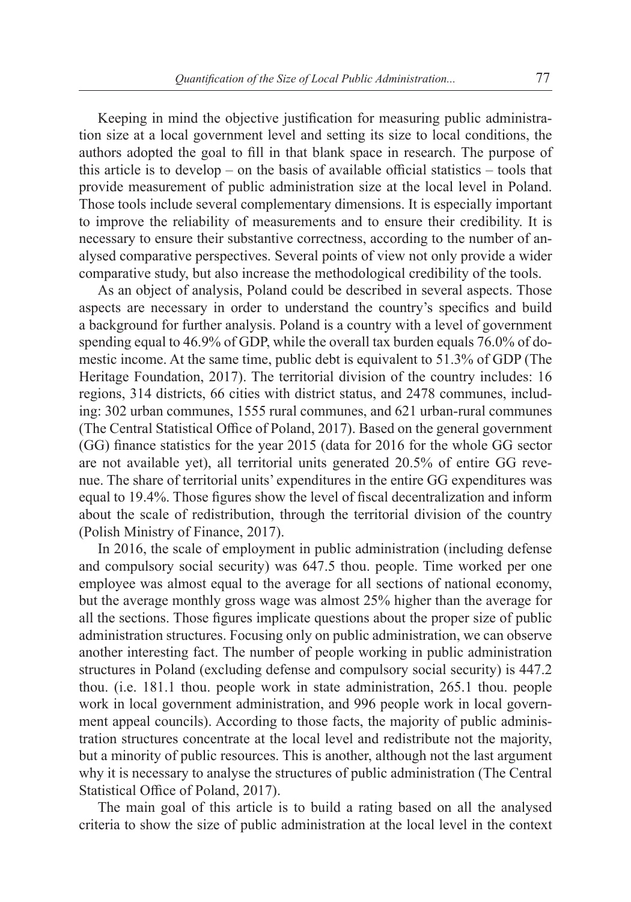Keeping in mind the objective justification for measuring public administration size at a local government level and setting its size to local conditions, the authors adopted the goal to fill in that blank space in research. The purpose of this article is to develop – on the basis of available official statistics – tools that provide measurement of public administration size at the local level in Poland. Those tools include several complementary dimensions. It is especially important to improve the reliability of measurements and to ensure their credibility. It is necessary to ensure their substantive correctness, according to the number of analysed comparative perspectives. Several points of view not only provide a wider comparative study, but also increase the methodological credibility of the tools.

As an object of analysis, Poland could be described in several aspects. Those aspects are necessary in order to understand the country's specifics and build a background for further analysis. Poland is a country with a level of government spending equal to 46.9% of GDP, while the overall tax burden equals 76.0% of domestic income. At the same time, public debt is equivalent to 51.3% of GDP (The Heritage Foundation, 2017). The territorial division of the country includes: 16 regions, 314 districts, 66 cities with district status, and 2478 communes, including: 302 urban communes, 1555 rural communes, and 621 urban-rural communes (The Central Statistical Office of Poland, 2017). Based on the general government (GG) finance statistics for the year 2015 (data for 2016 for the whole GG sector are not available yet), all territorial units generated 20.5% of entire GG revenue. The share of territorial units' expenditures in the entire GG expenditures was equal to 19.4%. Those figures show the level of fiscal decentralization and inform about the scale of redistribution, through the territorial division of the country (Polish Ministry of Finance, 2017).

In 2016, the scale of employment in public administration (including defense and compulsory social security) was 647.5 thou. people. Time worked per one employee was almost equal to the average for all sections of national economy, but the average monthly gross wage was almost 25% higher than the average for all the sections. Those figures implicate questions about the proper size of public administration structures. Focusing only on public administration, we can observe another interesting fact. The number of people working in public administration structures in Poland (excluding defense and compulsory social security) is 447.2 thou. (i.e. 181.1 thou. people work in state administration, 265.1 thou. people work in local government administration, and 996 people work in local government appeal councils). According to those facts, the majority of public administration structures concentrate at the local level and redistribute not the majority, but a minority of public resources. This is another, although not the last argument why it is necessary to analyse the structures of public administration (The Central Statistical Office of Poland, 2017).

The main goal of this article is to build a rating based on all the analysed criteria to show the size of public administration at the local level in the context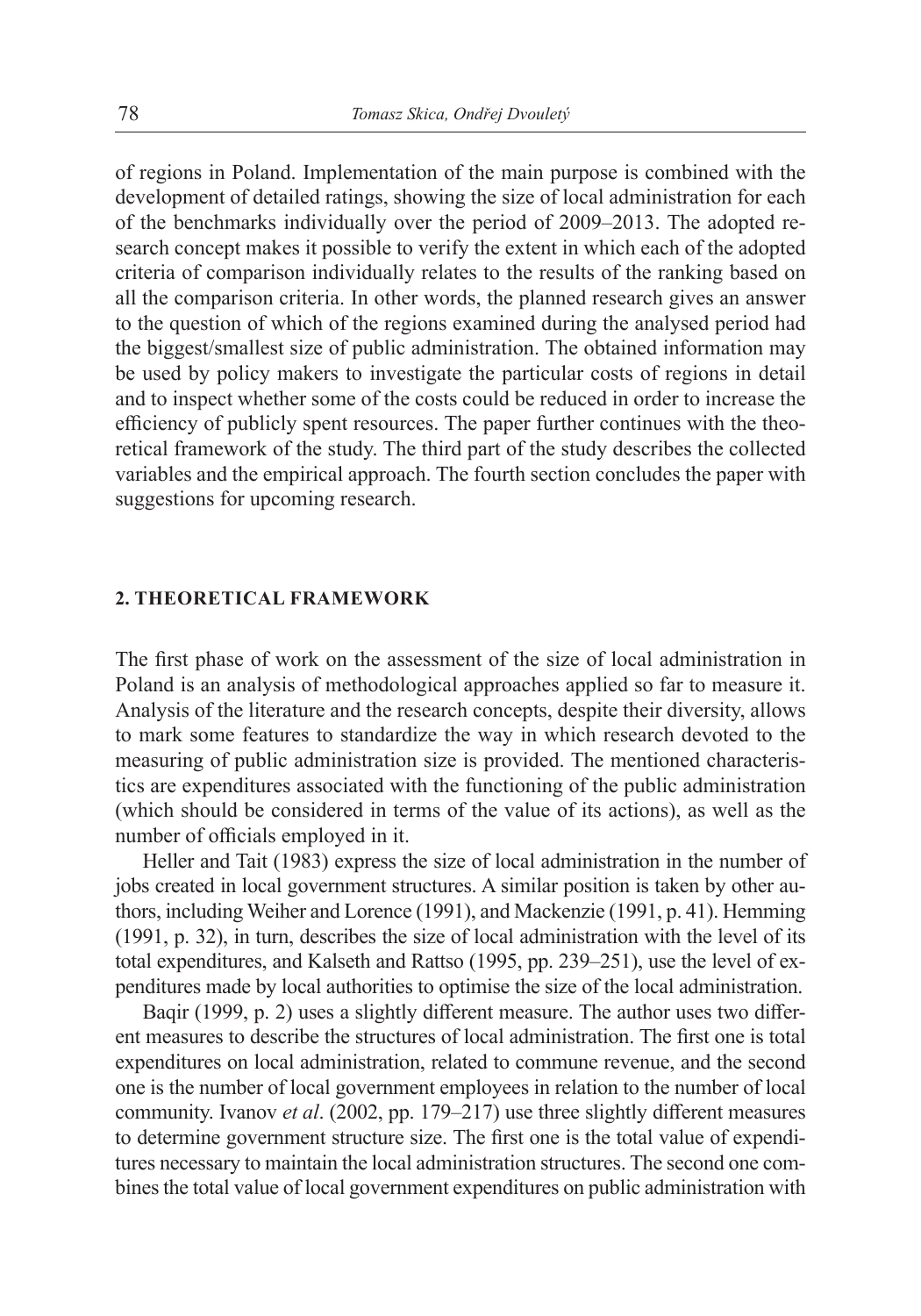of regions in Poland. Implementation of the main purpose is combined with the development of detailed ratings, showing the size of local administration for each of the benchmarks individually over the period of 2009–2013. The adopted research concept makes it possible to verify the extent in which each of the adopted criteria of comparison individually relates to the results of the ranking based on all the comparison criteria. In other words, the planned research gives an answer to the question of which of the regions examined during the analysed period had the biggest/smallest size of public administration. The obtained information may be used by policy makers to investigate the particular costs of regions in detail and to inspect whether some of the costs could be reduced in order to increase the efficiency of publicly spent resources. The paper further continues with the theoretical framework of the study. The third part of the study describes the collected variables and the empirical approach. The fourth section concludes the paper with suggestions for upcoming research.

## 2. THEORETICAL FRAMEWORK

The first phase of work on the assessment of the size of local administration in Poland is an analysis of methodological approaches applied so far to measure it. Analysis of the literature and the research concepts, despite their diversity, allows to mark some features to standardize the way in which research devoted to the measuring of public administration size is provided. The mentioned characteristics are expenditures associated with the functioning of the public administration (which should be considered in terms of the value of its actions), as well as the number of officials employed in it.

Heller and Tait (1983) express the size of local administration in the number of jobs created in local government structures. A similar position is taken by other authors, including Weiher and Lorence (1991), and Mackenzie (1991, p. 41). Hemming (1991, p. 32), in turn, describes the size of local administration with the level of its total expenditures, and Kalseth and Rattso (1995, pp. 239–251), use the level of expenditures made by local authorities to optimise the size of the local administration.

Baqir (1999, p. 2) uses a slightly different measure. The author uses two different measures to describe the structures of local administration. The first one is total expenditures on local administration, related to commune revenue, and the second one is the number of local government employees in relation to the number of local community. Ivanov *et al*. (2002, pp. 179–217) use three slightly different measures to determine government structure size. The first one is the total value of expenditures necessary to maintain the local administration structures. The second one combines the total value of local government expenditures on public administration with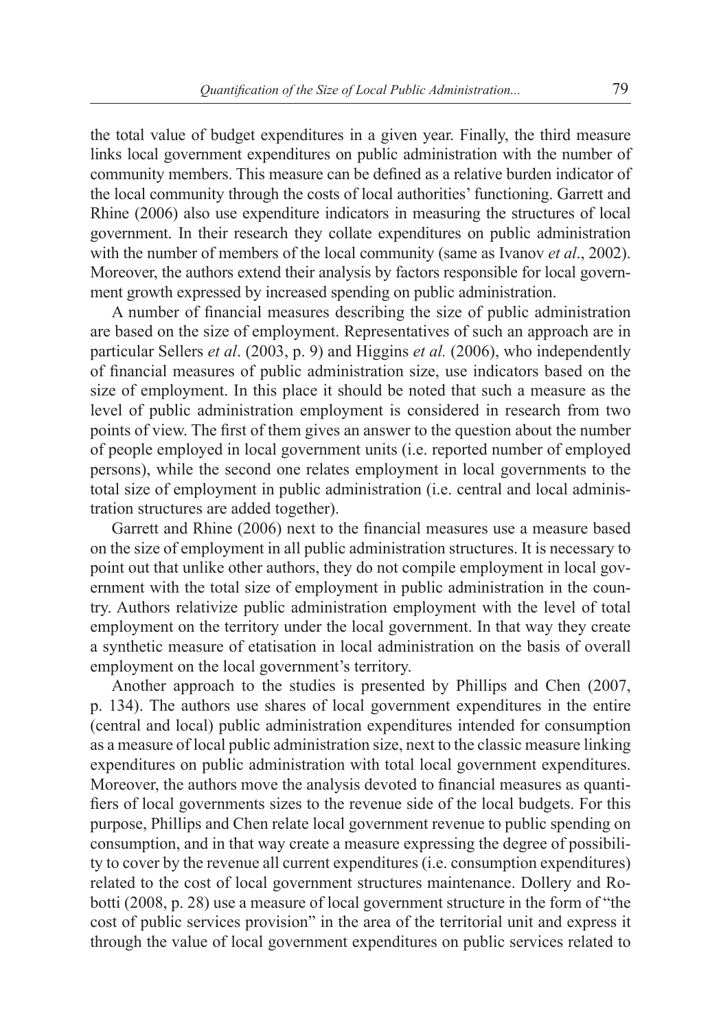the total value of budget expenditures in a given year. Finally, the third measure links local government expenditures on public administration with the number of community members. This measure can be defined as a relative burden indicator of the local community through the costs of local authorities' functioning. Garrett and Rhine (2006) also use expenditure indicators in measuring the structures of local government. In their research they collate expenditures on public administration with the number of members of the local community (same as Ivanov *et al*., 2002). Moreover, the authors extend their analysis by factors responsible for local government growth expressed by increased spending on public administration.

A number of financial measures describing the size of public administration are based on the size of employment. Representatives of such an approach are in particular Sellers *et al*. (2003, p. 9) and Higgins *et al.* (2006), who independently of financial measures of public administration size, use indicators based on the size of employment. In this place it should be noted that such a measure as the level of public administration employment is considered in research from two points of view. The first of them gives an answer to the question about the number of people employed in local government units (i.e. reported number of employed persons), while the second one relates employment in local governments to the total size of employment in public administration (i.e. central and local administration structures are added together).

Garrett and Rhine (2006) next to the financial measures use a measure based on the size of employment in all public administration structures. It is necessary to point out that unlike other authors, they do not compile employment in local government with the total size of employment in public administration in the country. Authors relativize public administration employment with the level of total employment on the territory under the local government. In that way they create a synthetic measure of etatisation in local administration on the basis of overall employment on the local government's territory.

Another approach to the studies is presented by Phillips and Chen (2007, p. 134). The authors use shares of local government expenditures in the entire (central and local) public administration expenditures intended for consumption as a measure of local public administration size, next to the classic measure linking expenditures on public administration with total local government expenditures. Moreover, the authors move the analysis devoted to financial measures as quantifiers of local governments sizes to the revenue side of the local budgets. For this purpose, Phillips and Chen relate local government revenue to public spending on consumption, and in that way create a measure expressing the degree of possibility to cover by the revenue all current expenditures (i.e. consumption expenditures) related to the cost of local government structures maintenance. Dollery and Robotti (2008, p. 28) use a measure of local government structure in the form of "the cost of public services provision" in the area of the territorial unit and express it through the value of local government expenditures on public services related to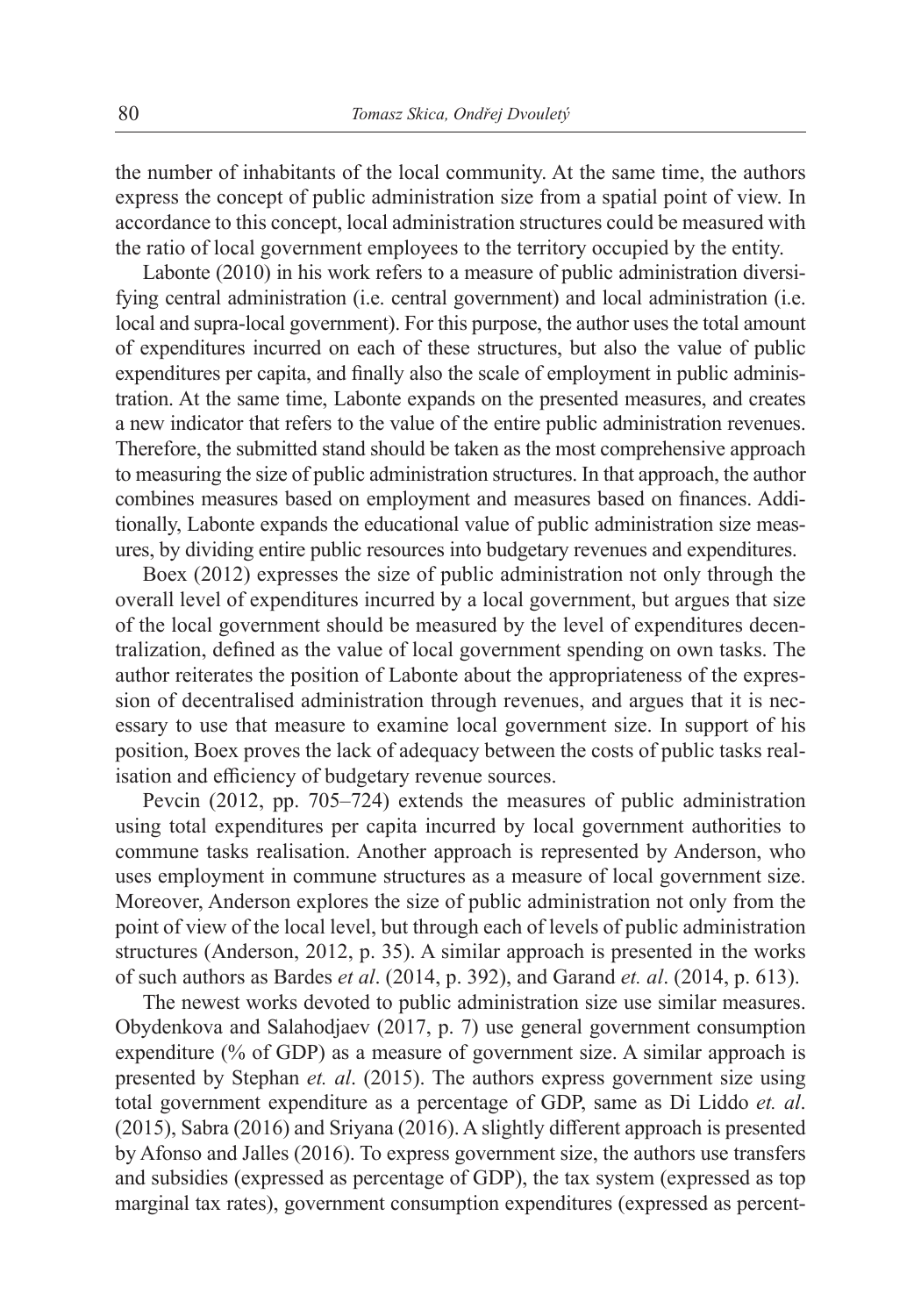the number of inhabitants of the local community. At the same time, the authors express the concept of public administration size from a spatial point of view. In accordance to this concept, local administration structures could be measured with the ratio of local government employees to the territory occupied by the entity.

Labonte (2010) in his work refers to a measure of public administration diversifying central administration (i.e. central government) and local administration (i.e. local and supra-local government). For this purpose, the author uses the total amount of expenditures incurred on each of these structures, but also the value of public expenditures per capita, and finally also the scale of employment in public administration. At the same time, Labonte expands on the presented measures, and creates a new indicator that refers to the value of the entire public administration revenues. Therefore, the submitted stand should be taken as the most comprehensive approach to measuring the size of public administration structures. In that approach, the author combines measures based on employment and measures based on finances. Additionally, Labonte expands the educational value of public administration size measures, by dividing entire public resources into budgetary revenues and expenditures.

Boex (2012) expresses the size of public administration not only through the overall level of expenditures incurred by a local government, but argues that size of the local government should be measured by the level of expenditures decentralization, defined as the value of local government spending on own tasks. The author reiterates the position of Labonte about the appropriateness of the expression of decentralised administration through revenues, and argues that it is necessary to use that measure to examine local government size. In support of his position, Boex proves the lack of adequacy between the costs of public tasks realisation and efficiency of budgetary revenue sources.

Pevcin (2012, pp. 705–724) extends the measures of public administration using total expenditures per capita incurred by local government authorities to commune tasks realisation. Another approach is represented by Anderson, who uses employment in commune structures as a measure of local government size. Moreover, Anderson explores the size of public administration not only from the point of view of the local level, but through each of levels of public administration structures (Anderson, 2012, p. 35). A similar approach is presented in the works of such authors as Bardes *et al*. (2014, p. 392), and Garand *et. al*. (2014, p. 613).

The newest works devoted to public administration size use similar measures. Obydenkova and Salahodjaev (2017, p. 7) use general government consumption expenditure (% of GDP) as a measure of government size. A similar approach is presented by Stephan *et. al*. (2015). The authors express government size using total government expenditure as a percentage of GDP, same as Di Liddo *et. al*. (2015), Sabra (2016) and Sriyana (2016). A slightly different approach is presented by Afonso and Jalles (2016). To express government size, the authors use transfers and subsidies (expressed as percentage of GDP), the tax system (expressed as top marginal tax rates), government consumption expenditures (expressed as percent-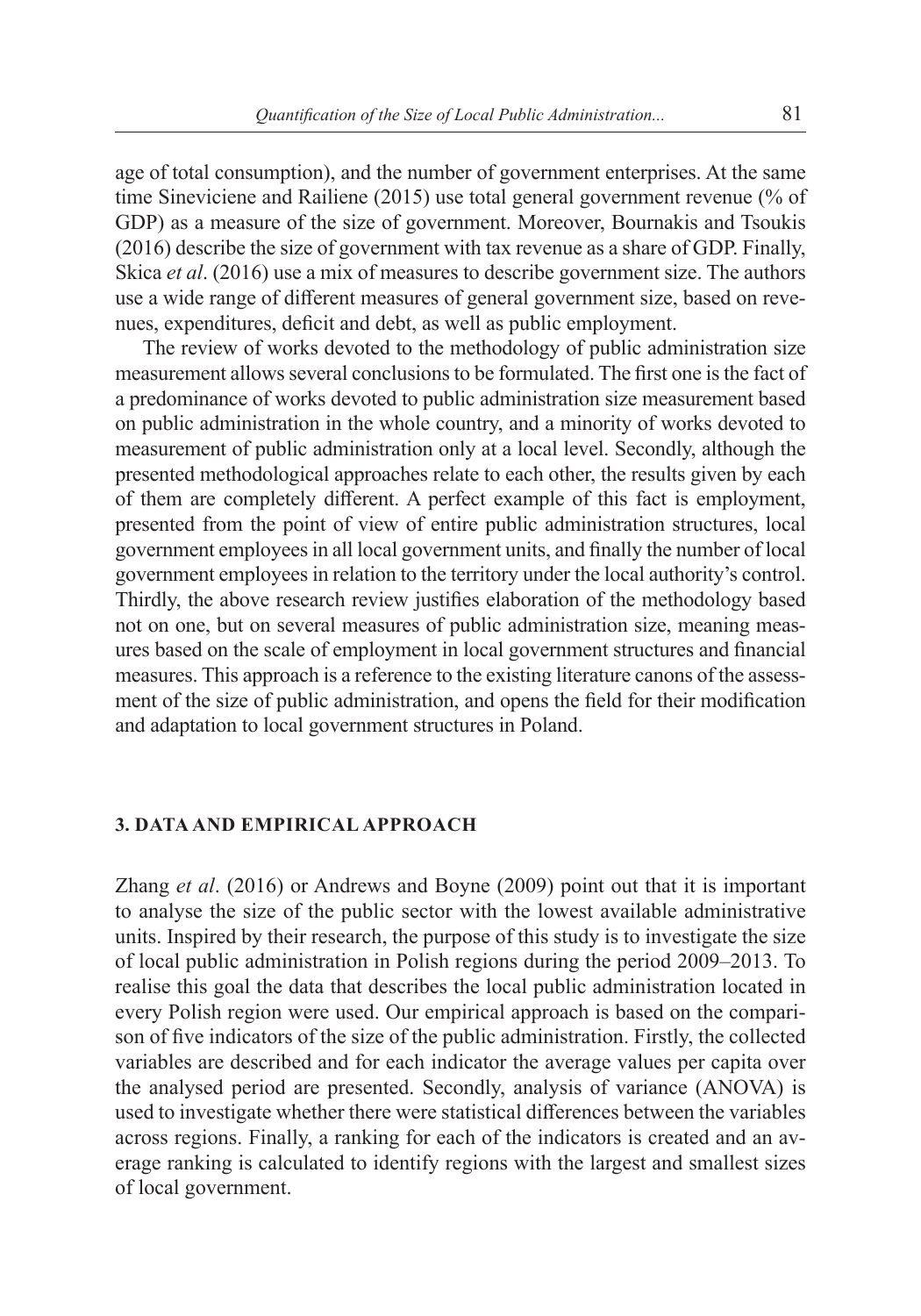age of total consumption), and the number of government enterprises. At the same time Sineviciene and Railiene (2015) use total general government revenue (% of GDP) as a measure of the size of government. Moreover, Bournakis and Tsoukis (2016) describe the size of government with tax revenue as a share of GDP. Finally, Skica *et al*. (2016) use a mix of measures to describe government size. The authors use a wide range of different measures of general government size, based on revenues, expenditures, deficit and debt, as well as public employment.

The review of works devoted to the methodology of public administration size measurement allows several conclusions to be formulated. The first one is the fact of a predominance of works devoted to public administration size measurement based on public administration in the whole country, and a minority of works devoted to measurement of public administration only at a local level. Secondly, although the presented methodological approaches relate to each other, the results given by each of them are completely different. A perfect example of this fact is employment, presented from the point of view of entire public administration structures, local government employees in all local government units, and finally the number of local government employees in relation to the territory under the local authority's control. Thirdly, the above research review justifies elaboration of the methodology based not on one, but on several measures of public administration size, meaning measures based on the scale of employment in local government structures and financial measures. This approach is a reference to the existing literature canons of the assessment of the size of public administration, and opens the field for their modification and adaptation to local government structures in Poland.

## 3. DATA AND EMPIRICAL APPROACH

Zhang *et al*. (2016) or Andrews and Boyne (2009) point out that it is important to analyse the size of the public sector with the lowest available administrative units. Inspired by their research, the purpose of this study is to investigate the size of local public administration in Polish regions during the period 2009–2013. To realise this goal the data that describes the local public administration located in every Polish region were used. Our empirical approach is based on the comparison of five indicators of the size of the public administration. Firstly, the collected variables are described and for each indicator the average values per capita over the analysed period are presented. Secondly, analysis of variance (ANOVA) is used to investigate whether there were statistical differences between the variables across regions. Finally, a ranking for each of the indicators is created and an average ranking is calculated to identify regions with the largest and smallest sizes of local government.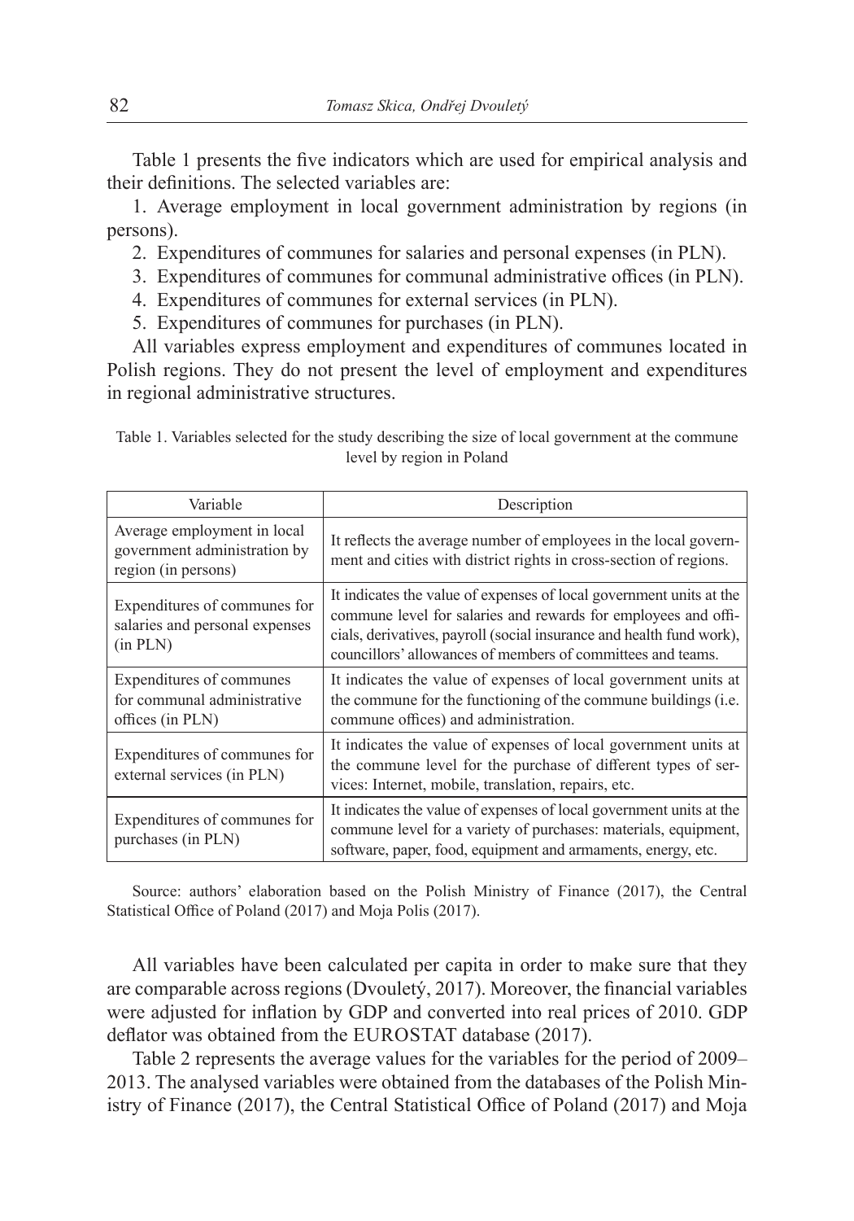Table 1 presents the five indicators which are used for empirical analysis and their definitions. The selected variables are:

1. Average employment in local government administration by regions (in persons).
2. Expenditures of communes for salaries and personal expenses (in PLN).
3. Expenditures of communes for communal administrative offices (in PLN).
4. Expenditures of communes for external services (in PLN).
5. Expenditures of communes for purchases (in PLN).

All variables express employment and expenditures of communes located in Polish regions. They do not present the level of employment and expenditures in regional administrative structures.

Table 1. Variables selected for the study describing the size of local government at the commune level by region in Poland

| Variable | Description |
|---|---|
| Average employment in local government administration by region (in persons) | It reflects the average number of employees in the local government and cities with district rights in cross-section of regions. |
| Expenditures of communes for salaries and personal expenses (in PLN) | It indicates the value of expenses of local government units at the commune level for salaries and rewards for employees and officials, derivatives, payroll (social insurance and health fund work), councillors' allowances of members of committees and teams. |
| Expenditures of communes for communal administrative offices (in PLN) | It indicates the value of expenses of local government units at the commune for the functioning of the commune buildings (i.e. commune offices) and administration. |
| Expenditures of communes for external services (in PLN) | It indicates the value of expenses of local government units at the commune level for the purchase of different types of services: Internet, mobile, translation, repairs, etc. |
| Expenditures of communes for purchases (in PLN) | It indicates the value of expenses of local government units at the commune level for a variety of purchases: materials, equipment, software, paper, food, equipment and armaments, energy, etc. |

Source: authors' elaboration based on the Polish Ministry of Finance (2017), the Central Statistical Office of Poland (2017) and Moja Polis (2017).

All variables have been calculated per capita in order to make sure that they are comparable across regions (Dvouletý, 2017). Moreover, the financial variables were adjusted for inflation by GDP and converted into real prices of 2010. GDP deflator was obtained from the EUROSTAT database (2017).

Table 2 represents the average values for the variables for the period of 2009–2013. The analysed variables were obtained from the databases of the Polish Ministry of Finance (2017), the Central Statistical Office of Poland (2017) and Moja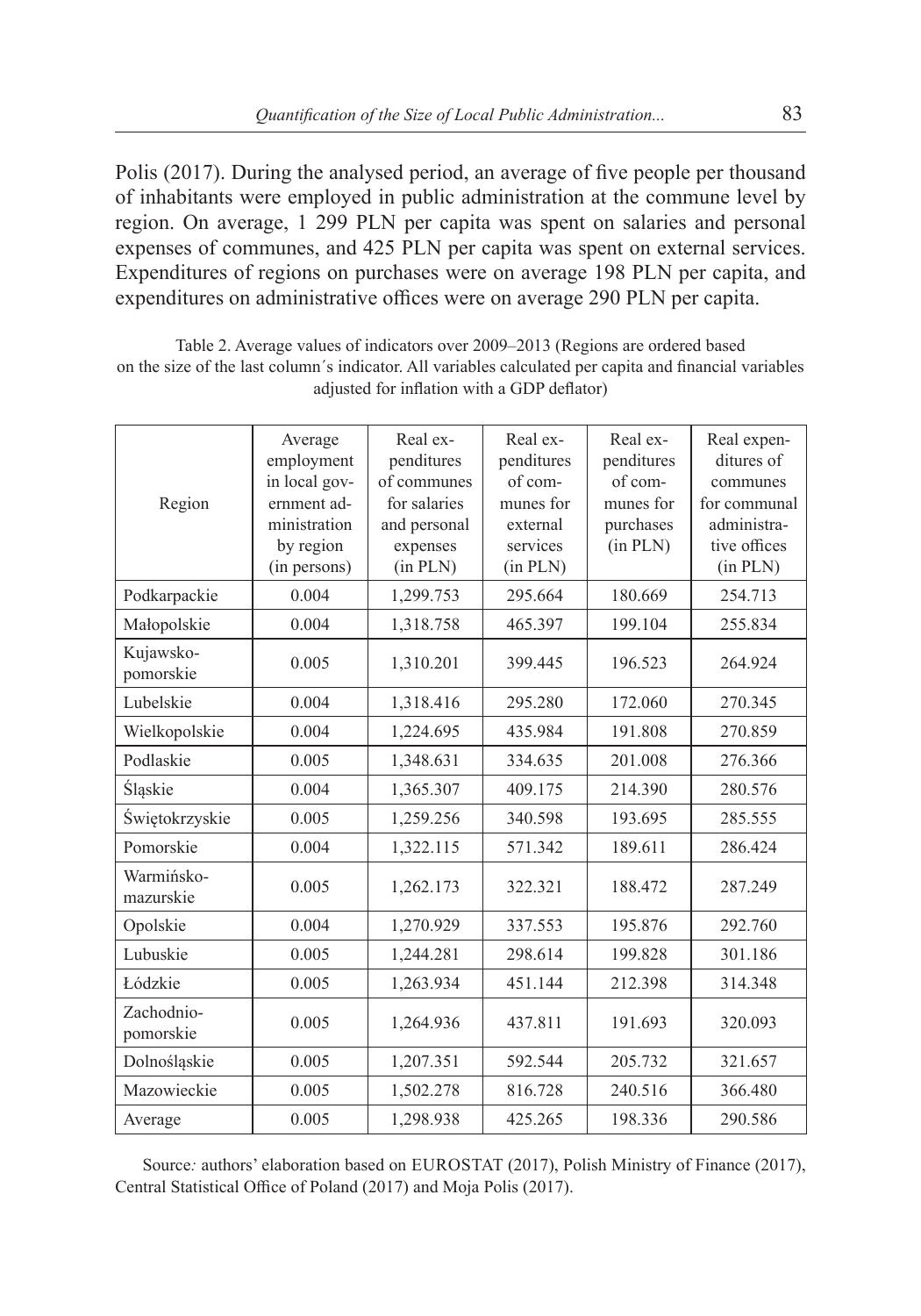Polis (2017). During the analysed period, an average of five people per thousand of inhabitants were employed in public administration at the commune level by region. On average, 1 299 PLN per capita was spent on salaries and personal expenses of communes, and 425 PLN per capita was spent on external services. Expenditures of regions on purchases were on average 198 PLN per capita, and expenditures on administrative offices were on average 290 PLN per capita.

Table 2. Average values of indicators over 2009–2013 (Regions are ordered based on the size of the last column´s indicator. All variables calculated per capita and financial variables adjusted for inflation with a GDP deflator)

| Region | Average employment in local government administration by region (in persons) | Real expenditures of communes for salaries and personal expenses (in PLN) | Real expenditures of communes for external services (in PLN) | Real expenditures of communes for purchases (in PLN) | Real expenditures of communes for communal administrative offices (in PLN) |
|---|---|---|---|---|---|
| Podkarpackie | 0.004 | 1,299.753 | 295.664 | 180.669 | 254.713 |
| Małopolskie | 0.004 | 1,318.758 | 465.397 | 199.104 | 255.834 |
| Kujawsko-pomorskie | 0.005 | 1,310.201 | 399.445 | 196.523 | 264.924 |
| Lubelskie | 0.004 | 1,318.416 | 295.280 | 172.060 | 270.345 |
| Wielkopolskie | 0.004 | 1,224.695 | 435.984 | 191.808 | 270.859 |
| Podlaskie | 0.005 | 1,348.631 | 334.635 | 201.008 | 276.366 |
| Śląskie | 0.004 | 1,365.307 | 409.175 | 214.390 | 280.576 |
| Świętokrzyskie | 0.005 | 1,259.256 | 340.598 | 193.695 | 285.555 |
| Pomorskie | 0.004 | 1,322.115 | 571.342 | 189.611 | 286.424 |
| Warmińsko-mazurskie | 0.005 | 1,262.173 | 322.321 | 188.472 | 287.249 |
| Opolskie | 0.004 | 1,270.929 | 337.553 | 195.876 | 292.760 |
| Lubuskie | 0.005 | 1,244.281 | 298.614 | 199.828 | 301.186 |
| Łódzkie | 0.005 | 1,263.934 | 451.144 | 212.398 | 314.348 |
| Zachodnio-pomorskie | 0.005 | 1,264.936 | 437.811 | 191.693 | 320.093 |
| Dolnośląskie | 0.005 | 1,207.351 | 592.544 | 205.732 | 321.657 |
| Mazowieckie | 0.005 | 1,502.278 | 816.728 | 240.516 | 366.480 |
| Average | 0.005 | 1,298.938 | 425.265 | 198.336 | 290.586 |

Source*:* authors' elaboration based on EUROSTAT (2017), Polish Ministry of Finance (2017), Central Statistical Office of Poland (2017) and Moja Polis (2017).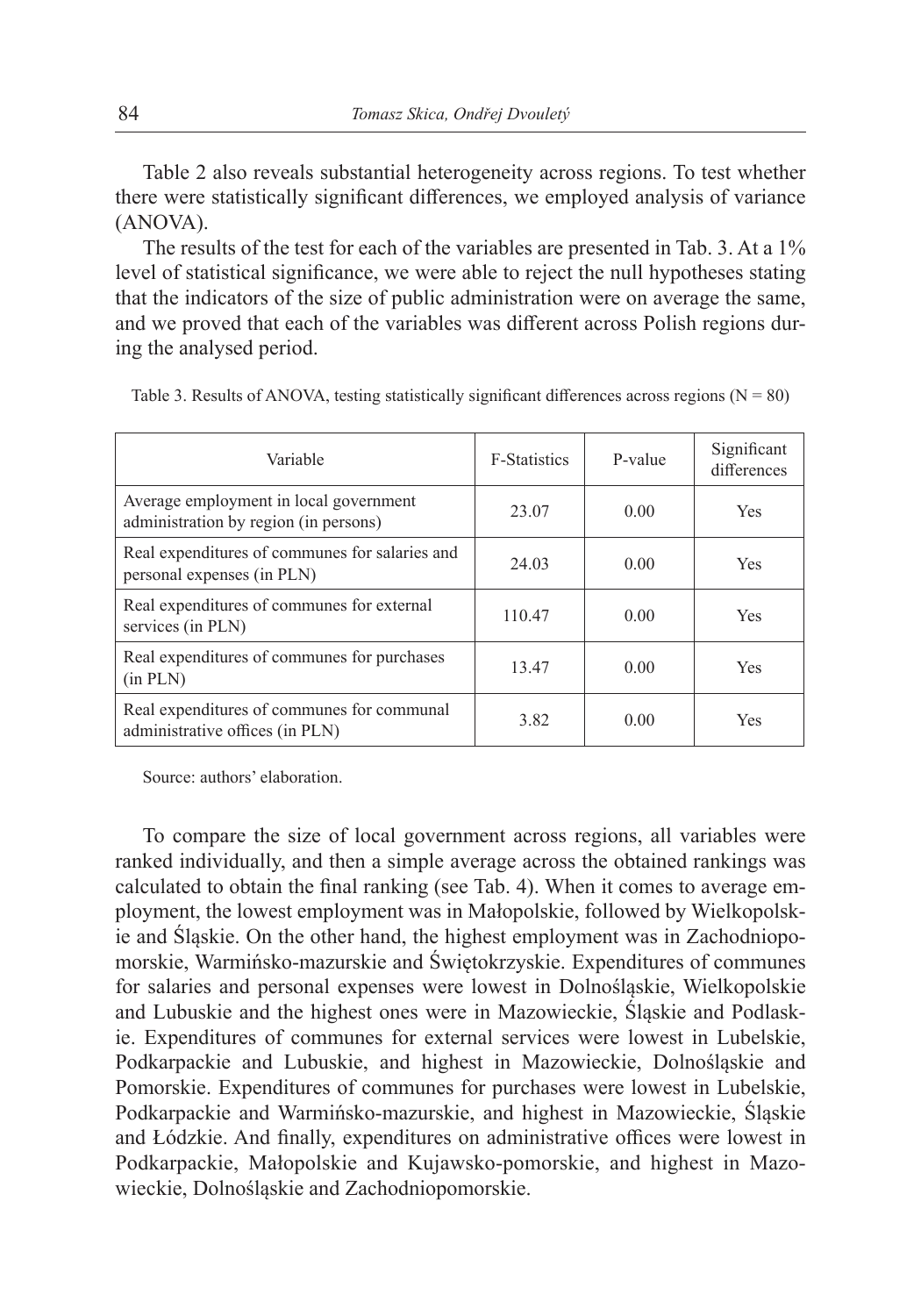Table 2 also reveals substantial heterogeneity across regions. To test whether there were statistically significant differences, we employed analysis of variance (ANOVA).

The results of the test for each of the variables are presented in Tab. 3. At a 1% level of statistical significance, we were able to reject the null hypotheses stating that the indicators of the size of public administration were on average the same, and we proved that each of the variables was different across Polish regions during the analysed period.

Table 3. Results of ANOVA, testing statistically significant differences across regions (N = 80)

| Variable | F-Statistics | P-value | Significant differences |
|---|---|---|---|
| Average employment in local government administration by region (in persons) | 23.07 | 0.00 | Yes |
| Real expenditures of communes for salaries and personal expenses (in PLN) | 24.03 | 0.00 | Yes |
| Real expenditures of communes for external services (in PLN) | 110.47 | 0.00 | Yes |
| Real expenditures of communes for purchases (in PLN) | 13.47 | 0.00 | Yes |
| Real expenditures of communes for communal administrative offices (in PLN) | 3.82 | 0.00 | Yes |

Source: authors' elaboration.

To compare the size of local government across regions, all variables were ranked individually, and then a simple average across the obtained rankings was calculated to obtain the final ranking (see Tab. 4). When it comes to average employment, the lowest employment was in Małopolskie, followed by Wielkopolskie and Śląskie. On the other hand, the highest employment was in Zachodniopomorskie, Warmińsko-mazurskie and Świętokrzyskie. Expenditures of communes for salaries and personal expenses were lowest in Dolnośląskie, Wielkopolskie and Lubuskie and the highest ones were in Mazowieckie, Śląskie and Podlaskie. Expenditures of communes for external services were lowest in Lubelskie, Podkarpackie and Lubuskie, and highest in Mazowieckie, Dolnośląskie and Pomorskie. Expenditures of communes for purchases were lowest in Lubelskie, Podkarpackie and Warmińsko-mazurskie, and highest in Mazowieckie, Śląskie and Łódzkie. And finally, expenditures on administrative offices were lowest in Podkarpackie, Małopolskie and Kujawsko-pomorskie, and highest in Mazowieckie, Dolnośląskie and Zachodniopomorskie.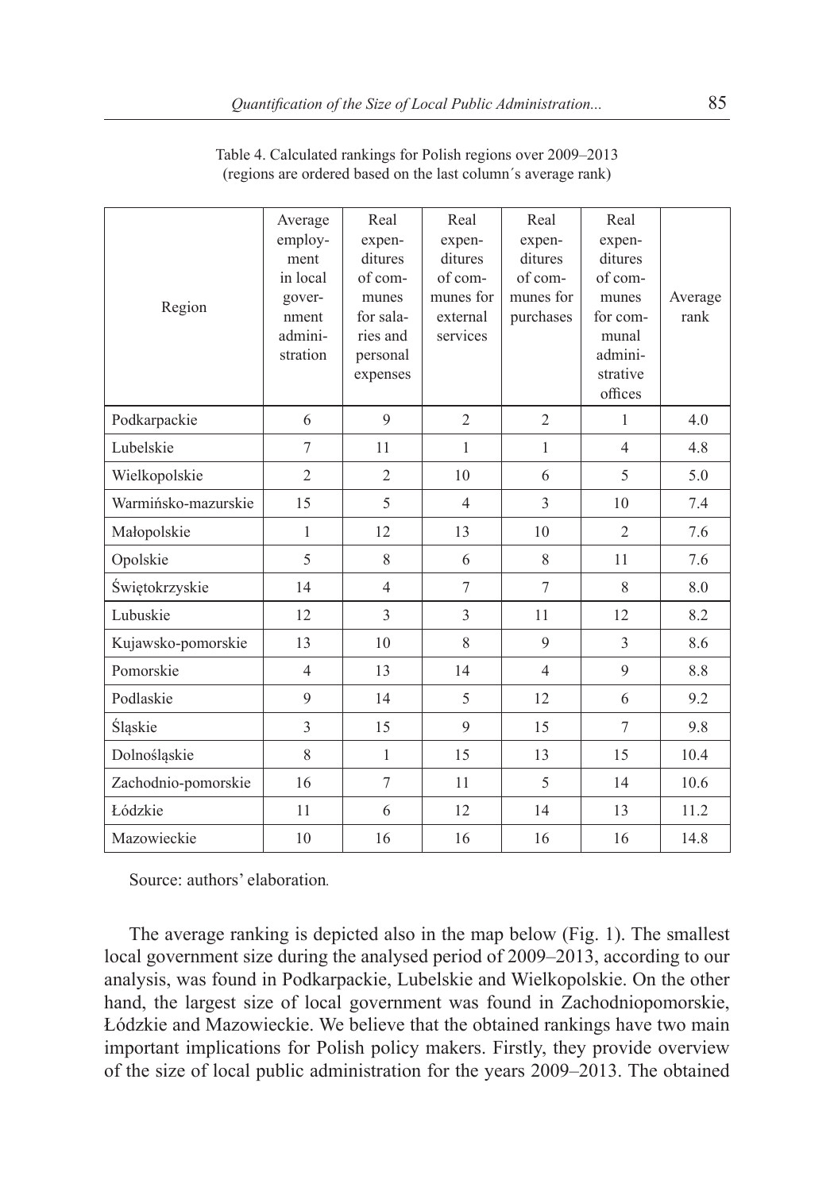Table 4. Calculated rankings for Polish regions over 2009–2013 (regions are ordered based on the last column´s average rank)

| Region | Average employment in local government administration | Real expenditures of communes for salaries and personal expenses | Real expenditures of communes for external services | Real expenditures of communes for purchases | Real expenditures of communes for communal administrative offices | Average rank |
|---|---|---|---|---|---|---|
| Podkarpackie | 6 | 9 | 2 | 2 | 1 | 4.0 |
| Lubelskie | 7 | 11 | 1 | 1 | 4 | 4.8 |
| Wielkopolskie | 2 | 2 | 10 | 6 | 5 | 5.0 |
| Warmińsko-mazurskie | 15 | 5 | 4 | 3 | 10 | 7.4 |
| Małopolskie | 1 | 12 | 13 | 10 | 2 | 7.6 |
| Opolskie | 5 | 8 | 6 | 8 | 11 | 7.6 |
| Świętokrzyskie | 14 | 4 | 7 | 7 | 8 | 8.0 |
| Lubuskie | 12 | 3 | 3 | 11 | 12 | 8.2 |
| Kujawsko-pomorskie | 13 | 10 | 8 | 9 | 3 | 8.6 |
| Pomorskie | 4 | 13 | 14 | 4 | 9 | 8.8 |
| Podlaskie | 9 | 14 | 5 | 12 | 6 | 9.2 |
| Śląskie | 3 | 15 | 9 | 15 | 7 | 9.8 |
| Dolnośląskie | 8 | 1 | 15 | 13 | 15 | 10.4 |
| Zachodnio-pomorskie | 16 | 7 | 11 | 5 | 14 | 10.6 |
| Łódzkie | 11 | 6 | 12 | 14 | 13 | 11.2 |
| Mazowieckie | 10 | 16 | 16 | 16 | 16 | 14.8 |

Source: authors' elaboration.

The average ranking is depicted also in the map below (Fig. 1). The smallest local government size during the analysed period of 2009–2013, according to our analysis, was found in Podkarpackie, Lubelskie and Wielkopolskie. On the other hand, the largest size of local government was found in Zachodniopomorskie, Łódzkie and Mazowieckie. We believe that the obtained rankings have two main important implications for Polish policy makers. Firstly, they provide overview of the size of local public administration for the years 2009–2013. The obtained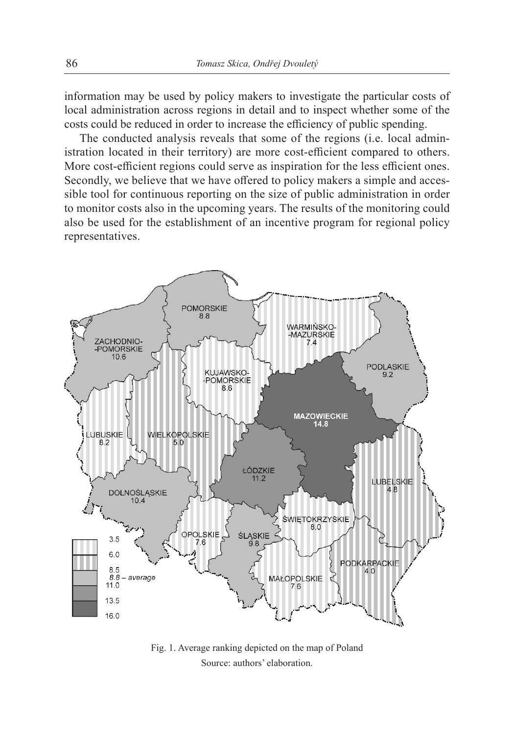information may be used by policy makers to investigate the particular costs of local administration across regions in detail and to inspect whether some of the costs could be reduced in order to increase the efficiency of public spending.

The conducted analysis reveals that some of the regions (i.e. local administration located in their territory) are more cost-efficient compared to others. More cost-efficient regions could serve as inspiration for the less efficient ones. Secondly, we believe that we have offered to policy makers a simple and accessible tool for continuous reporting on the size of public administration in order to monitor costs also in the upcoming years. The results of the monitoring could also be used for the establishment of an incentive program for regional policy representatives.

Fig. 1. Average ranking depicted on the map of Poland

Source: authors' elaboration.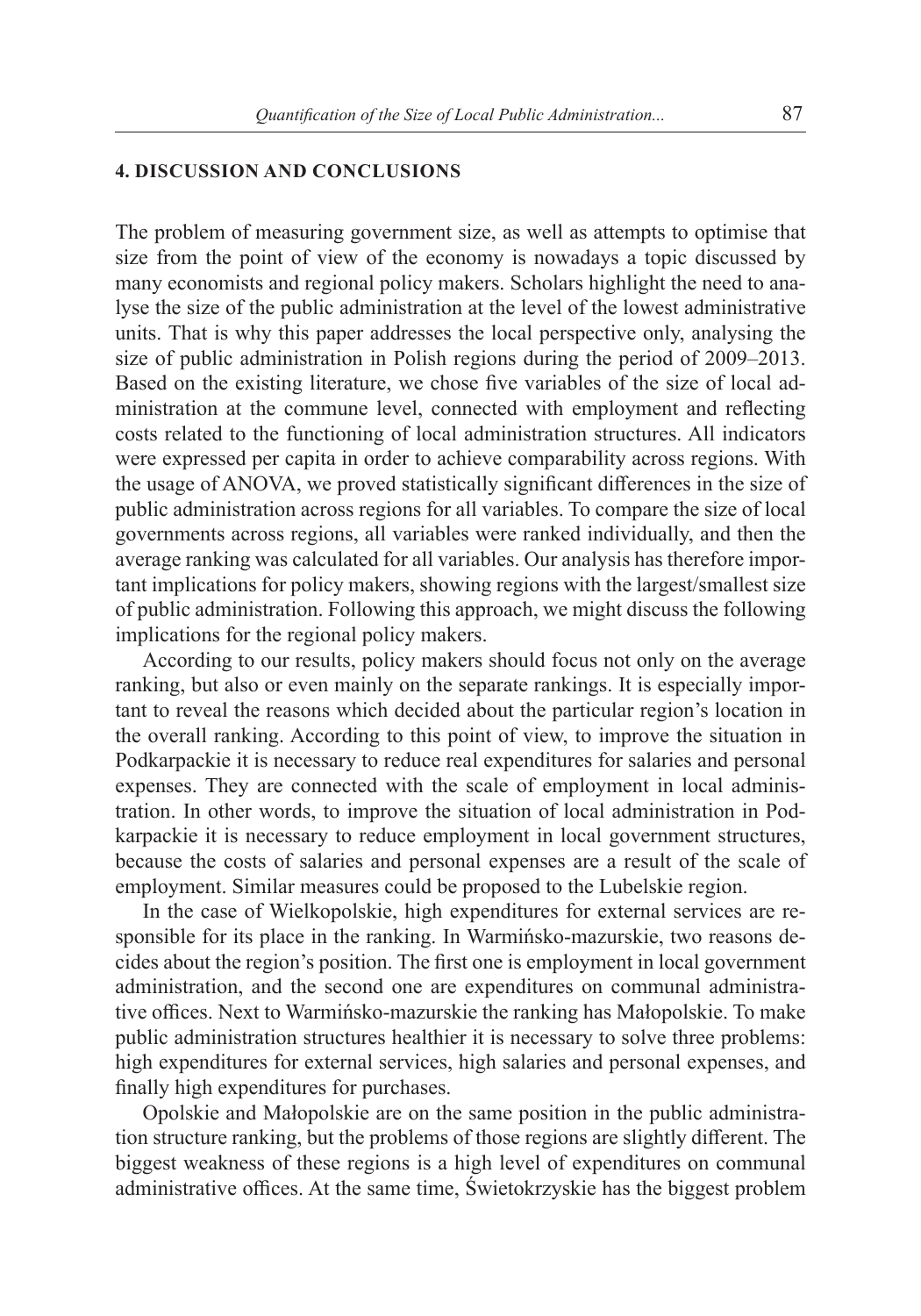## 4. DISCUSSION AND CONCLUSIONS

The problem of measuring government size, as well as attempts to optimise that size from the point of view of the economy is nowadays a topic discussed by many economists and regional policy makers. Scholars highlight the need to analyse the size of the public administration at the level of the lowest administrative units. That is why this paper addresses the local perspective only, analysing the size of public administration in Polish regions during the period of 2009–2013. Based on the existing literature, we chose five variables of the size of local administration at the commune level, connected with employment and reflecting costs related to the functioning of local administration structures. All indicators were expressed per capita in order to achieve comparability across regions. With the usage of ANOVA, we proved statistically significant differences in the size of public administration across regions for all variables. To compare the size of local governments across regions, all variables were ranked individually, and then the average ranking was calculated for all variables. Our analysis has therefore important implications for policy makers, showing regions with the largest/smallest size of public administration. Following this approach, we might discuss the following implications for the regional policy makers.

According to our results, policy makers should focus not only on the average ranking, but also or even mainly on the separate rankings. It is especially important to reveal the reasons which decided about the particular region's location in the overall ranking. According to this point of view, to improve the situation in Podkarpackie it is necessary to reduce real expenditures for salaries and personal expenses. They are connected with the scale of employment in local administration. In other words, to improve the situation of local administration in Podkarpackie it is necessary to reduce employment in local government structures, because the costs of salaries and personal expenses are a result of the scale of employment. Similar measures could be proposed to the Lubelskie region.

In the case of Wielkopolskie, high expenditures for external services are responsible for its place in the ranking. In Warmińsko-mazurskie, two reasons decides about the region's position. The first one is employment in local government administration, and the second one are expenditures on communal administrative offices. Next to Warmińsko-mazurskie the ranking has Małopolskie. To make public administration structures healthier it is necessary to solve three problems: high expenditures for external services, high salaries and personal expenses, and finally high expenditures for purchases.

Opolskie and Małopolskie are on the same position in the public administration structure ranking, but the problems of those regions are slightly different. The biggest weakness of these regions is a high level of expenditures on communal administrative offices. At the same time, Świetokrzyskie has the biggest problem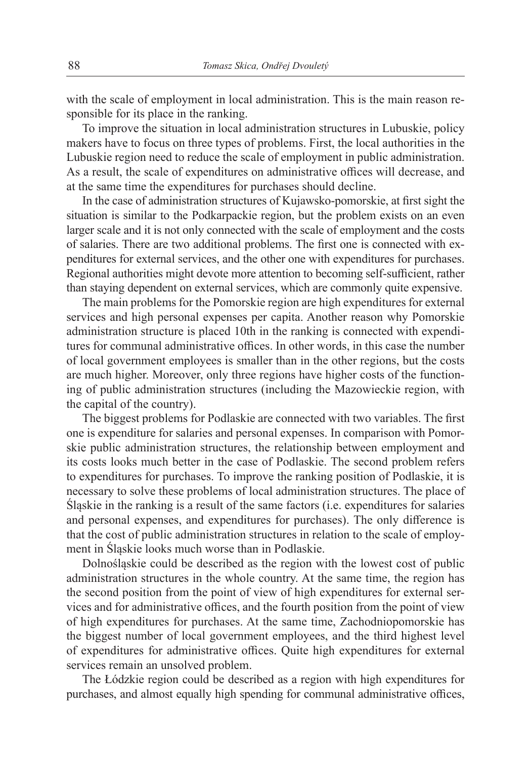with the scale of employment in local administration. This is the main reason responsible for its place in the ranking.

To improve the situation in local administration structures in Lubuskie, policy makers have to focus on three types of problems. First, the local authorities in the Lubuskie region need to reduce the scale of employment in public administration. As a result, the scale of expenditures on administrative offices will decrease, and at the same time the expenditures for purchases should decline.

In the case of administration structures of Kujawsko-pomorskie, at first sight the situation is similar to the Podkarpackie region, but the problem exists on an even larger scale and it is not only connected with the scale of employment and the costs of salaries. There are two additional problems. The first one is connected with expenditures for external services, and the other one with expenditures for purchases. Regional authorities might devote more attention to becoming self-sufficient, rather than staying dependent on external services, which are commonly quite expensive.

The main problems for the Pomorskie region are high expenditures for external services and high personal expenses per capita. Another reason why Pomorskie administration structure is placed 10th in the ranking is connected with expenditures for communal administrative offices. In other words, in this case the number of local government employees is smaller than in the other regions, but the costs are much higher. Moreover, only three regions have higher costs of the functioning of public administration structures (including the Mazowieckie region, with the capital of the country).

The biggest problems for Podlaskie are connected with two variables. The first one is expenditure for salaries and personal expenses. In comparison with Pomorskie public administration structures, the relationship between employment and its costs looks much better in the case of Podlaskie. The second problem refers to expenditures for purchases. To improve the ranking position of Podlaskie, it is necessary to solve these problems of local administration structures. The place of Śląskie in the ranking is a result of the same factors (i.e. expenditures for salaries and personal expenses, and expenditures for purchases). The only difference is that the cost of public administration structures in relation to the scale of employment in Śląskie looks much worse than in Podlaskie.

Dolnośląskie could be described as the region with the lowest cost of public administration structures in the whole country. At the same time, the region has the second position from the point of view of high expenditures for external services and for administrative offices, and the fourth position from the point of view of high expenditures for purchases. At the same time, Zachodniopomorskie has the biggest number of local government employees, and the third highest level of expenditures for administrative offices. Quite high expenditures for external services remain an unsolved problem.

The Łódzkie region could be described as a region with high expenditures for purchases, and almost equally high spending for communal administrative offices,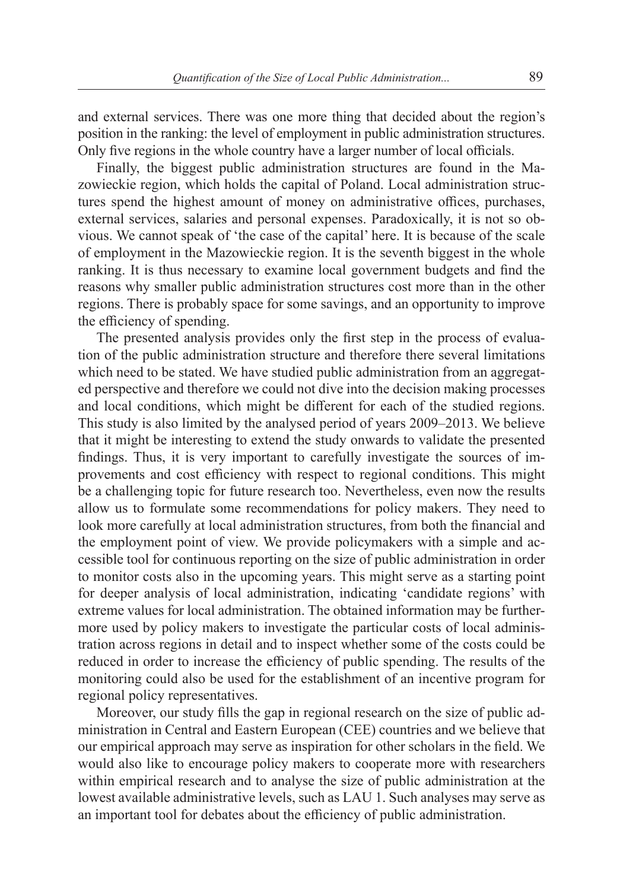and external services. There was one more thing that decided about the region's position in the ranking: the level of employment in public administration structures. Only five regions in the whole country have a larger number of local officials.

Finally, the biggest public administration structures are found in the Mazowieckie region, which holds the capital of Poland. Local administration structures spend the highest amount of money on administrative offices, purchases, external services, salaries and personal expenses. Paradoxically, it is not so obvious. We cannot speak of 'the case of the capital' here. It is because of the scale of employment in the Mazowieckie region. It is the seventh biggest in the whole ranking. It is thus necessary to examine local government budgets and find the reasons why smaller public administration structures cost more than in the other regions. There is probably space for some savings, and an opportunity to improve the efficiency of spending.

The presented analysis provides only the first step in the process of evaluation of the public administration structure and therefore there several limitations which need to be stated. We have studied public administration from an aggregated perspective and therefore we could not dive into the decision making processes and local conditions, which might be different for each of the studied regions. This study is also limited by the analysed period of years 2009–2013. We believe that it might be interesting to extend the study onwards to validate the presented findings. Thus, it is very important to carefully investigate the sources of improvements and cost efficiency with respect to regional conditions. This might be a challenging topic for future research too. Nevertheless, even now the results allow us to formulate some recommendations for policy makers. They need to look more carefully at local administration structures, from both the financial and the employment point of view. We provide policymakers with a simple and accessible tool for continuous reporting on the size of public administration in order to monitor costs also in the upcoming years. This might serve as a starting point for deeper analysis of local administration, indicating 'candidate regions' with extreme values for local administration. The obtained information may be furthermore used by policy makers to investigate the particular costs of local administration across regions in detail and to inspect whether some of the costs could be reduced in order to increase the efficiency of public spending. The results of the monitoring could also be used for the establishment of an incentive program for regional policy representatives.

Moreover, our study fills the gap in regional research on the size of public administration in Central and Eastern European (CEE) countries and we believe that our empirical approach may serve as inspiration for other scholars in the field. We would also like to encourage policy makers to cooperate more with researchers within empirical research and to analyse the size of public administration at the lowest available administrative levels, such as LAU 1. Such analyses may serve as an important tool for debates about the efficiency of public administration.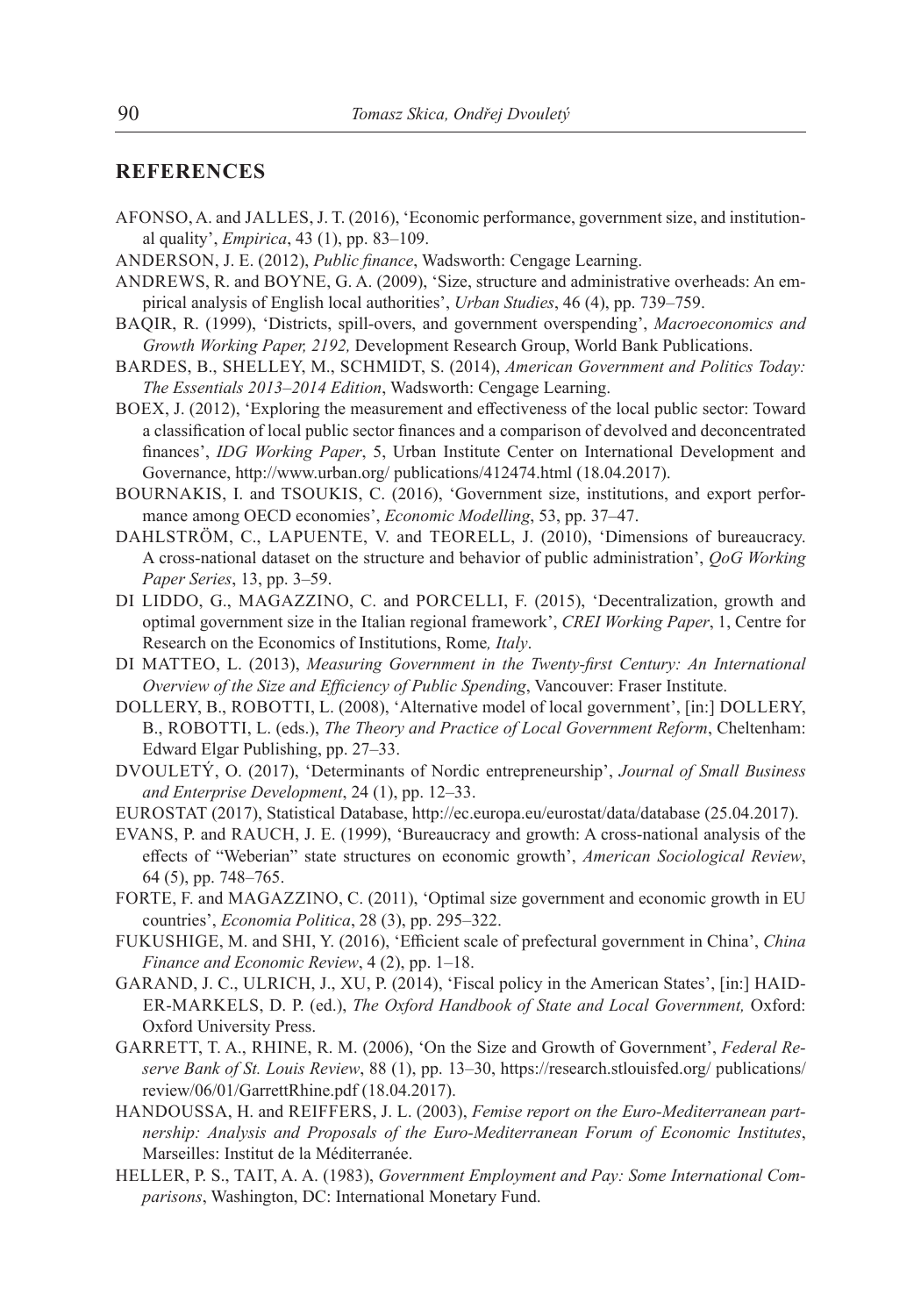## REFERENCES

AFONSO, A. and JALLES, J. T. (2016), 'Economic performance, government size, and institutional quality', *Empirica*, 43 (1), pp. 83–109.

ANDERSON, J. E. (2012), *Public finance*, Wadsworth: Cengage Learning.

ANDREWS, R. and BOYNE, G. A. (2009), 'Size, structure and administrative overheads: An empirical analysis of English local authorities', *Urban Studies*, 46 (4), pp. 739–759.

BAQIR, R. (1999), 'Districts, spill-overs, and government overspending', *Macroeconomics and Growth Working Paper, 2192,* Development Research Group, World Bank Publications.

BARDES, B., SHELLEY, M., SCHMIDT, S. (2014), *American Government and Politics Today: The Essentials 2013–2014 Edition*, Wadsworth: Cengage Learning.

BOEX, J. (2012), 'Exploring the measurement and effectiveness of the local public sector: Toward a classification of local public sector finances and a comparison of devolved and deconcentrated finances', *IDG Working Paper*, 5, Urban Institute Center on International Development and Governance, http://www.urban.org/ publications/412474.html (18.04.2017).

BOURNAKIS, I. and TSOUKIS, C. (2016), 'Government size, institutions, and export performance among OECD economies', *Economic Modelling*, 53, pp. 37–47.

DAHLSTRÖM, C., LAPUENTE, V. and TEORELL, J. (2010), 'Dimensions of bureaucracy. A cross-national dataset on the structure and behavior of public administration', *QoG Working Paper Series*, 13, pp. 3–59.

DI LIDDO, G., MAGAZZINO, C. and PORCELLI, F. (2015), 'Decentralization, growth and optimal government size in the Italian regional framework', *CREI Working Paper*, 1, Centre for Research on the Economics of Institutions, Rome*, Italy*.

DI MATTEO, L. (2013), *Measuring Government in the Twenty-first Century: An International Overview of the Size and Efficiency of Public Spending*, Vancouver: Fraser Institute.

DOLLERY, B., ROBOTTI, L. (2008), 'Alternative model of local government', [in:] DOLLERY, B., ROBOTTI, L. (eds.), *The Theory and Practice of Local Government Reform*, Cheltenham: Edward Elgar Publishing, pp. 27–33.

DVOULETÝ, O. (2017), 'Determinants of Nordic entrepreneurship', *Journal of Small Business and Enterprise Development*, 24 (1), pp. 12–33.

EUROSTAT (2017), Statistical Database, http://ec.europa.eu/eurostat/data/database (25.04.2017).

EVANS, P. and RAUCH, J. E. (1999), 'Bureaucracy and growth: A cross-national analysis of the effects of "Weberian" state structures on economic growth', *American Sociological Review*, 64 (5), pp. 748–765.

FORTE, F. and MAGAZZINO, C. (2011), 'Optimal size government and economic growth in EU countries', *Economia Politica*, 28 (3), pp. 295–322.

FUKUSHIGE, M. and SHI, Y. (2016), 'Efficient scale of prefectural government in China', *China Finance and Economic Review*, 4 (2), pp. 1–18.

GARAND, J. C., ULRICH, J., XU, P. (2014), 'Fiscal policy in the American States', [in:] HAIDER-MARKELS, D. P. (ed.), *The Oxford Handbook of State and Local Government,* Oxford: Oxford University Press.

GARRETT, T. A., RHINE, R. M. (2006), 'On the Size and Growth of Government', *Federal Reserve Bank of St. Louis Review*, 88 (1), pp. 13–30, https://research.stlouisfed.org/ publications/ review/06/01/GarrettRhine.pdf (18.04.2017).

HANDOUSSA, H. and REIFFERS, J. L. (2003), *Femise report on the Euro-Mediterranean partnership: Analysis and Proposals of the Euro-Mediterranean Forum of Economic Institutes*, Marseilles: Institut de la Méditerranée.

HELLER, P. S., TAIT, A. A. (1983), *Government Employment and Pay: Some International Comparisons*, Washington, DC: International Monetary Fund.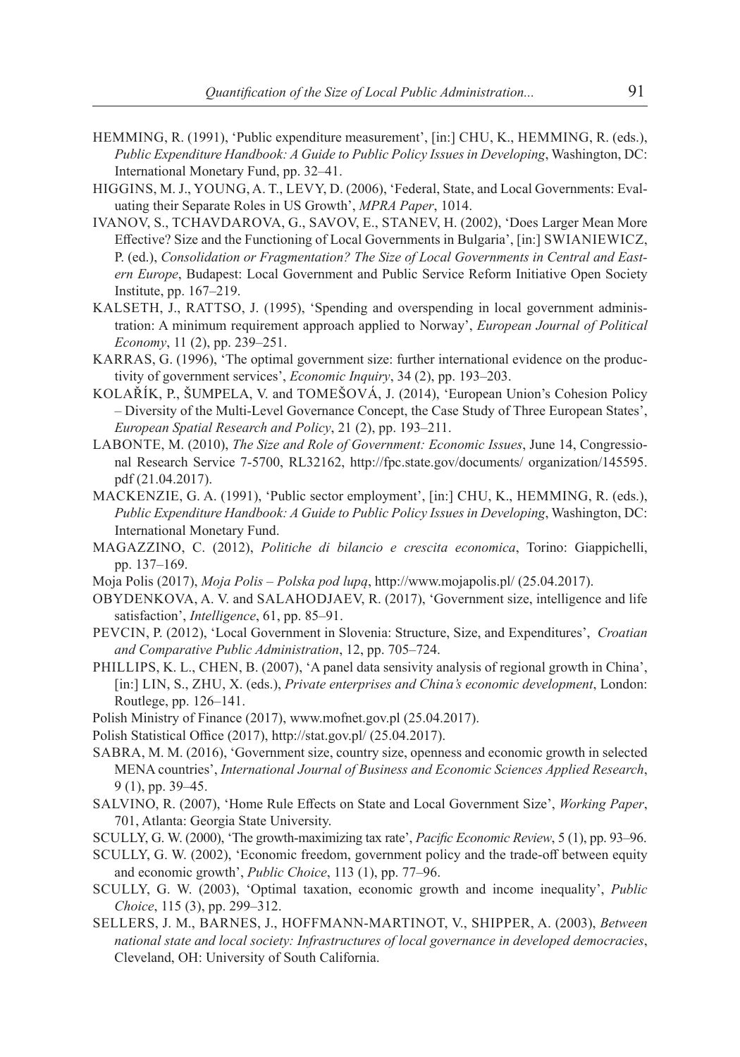HEMMING, R. (1991), 'Public expenditure measurement', [in:] CHU, K., HEMMING, R. (eds.), *Public Expenditure Handbook: A Guide to Public Policy Issues in Developing*, Washington, DC: International Monetary Fund, pp. 32–41.

HIGGINS, M. J., YOUNG, A. T., LEVY, D. (2006), 'Federal, State, and Local Governments: Evaluating their Separate Roles in US Growth', *MPRA Paper*, 1014.

IVANOV, S., TCHAVDAROVA, G., SAVOV, E., STANEV, H. (2002), 'Does Larger Mean More Effective? Size and the Functioning of Local Governments in Bulgaria', [in:] SWIANIEWICZ, P. (ed.), *Consolidation or Fragmentation? The Size of Local Governments in Central and Eastern Europe*, Budapest: Local Government and Public Service Reform Initiative Open Society Institute, pp. 167–219.

KALSETH, J., RATTSO, J. (1995), 'Spending and overspending in local government administration: A minimum requirement approach applied to Norway', *European Journal of Political Economy*, 11 (2), pp. 239–251.

KARRAS, G. (1996), 'The optimal government size: further international evidence on the productivity of government services', *Economic Inquiry*, 34 (2), pp. 193–203.

KOLAŘÍK, P., ŠUMPELA, V. and TOMEŠOVÁ, J. (2014), 'European Union's Cohesion Policy – Diversity of the Multi-Level Governance Concept, the Case Study of Three European States', *European Spatial Research and Policy*, 21 (2), pp. 193–211.

LABONTE, M. (2010), *The Size and Role of Government: Economic Issues*, June 14, Congressional Research Service 7-5700, RL32162, http://fpc.state.gov/documents/ organization/145595.pdf (21.04.2017).

MACKENZIE, G. A. (1991), 'Public sector employment', [in:] CHU, K., HEMMING, R. (eds.), *Public Expenditure Handbook: A Guide to Public Policy Issues in Developing*, Washington, DC: International Monetary Fund.

MAGAZZINO, C. (2012), *Politiche di bilancio e crescita economica*, Torino: Giappichelli, pp. 137–169.

Moja Polis (2017), *Moja Polis – Polska pod lupą*, http://www.mojapolis.pl/ (25.04.2017).

OBYDENKOVA, A. V. and SALAHODJAEV, R. (2017), 'Government size, intelligence and life satisfaction', *Intelligence*, 61, pp. 85–91.

PEVCIN, P. (2012), 'Local Government in Slovenia: Structure, Size, and Expenditures', *Croatian and Comparative Public Administration*, 12, pp. 705–724.

PHILLIPS, K. L., CHEN, B. (2007), 'A panel data sensivity analysis of regional growth in China', [in:] LIN, S., ZHU, X. (eds.), *Private enterprises and China's economic development*, London: Routlege, pp. 126–141.

Polish Ministry of Finance (2017), www.mofnet.gov.pl (25.04.2017).

Polish Statistical Office (2017), http://stat.gov.pl/ (25.04.2017).

SABRA, M. M. (2016), 'Government size, country size, openness and economic growth in selected MENA countries', *International Journal of Business and Economic Sciences Applied Research*, 9 (1), pp. 39–45.

SALVINO, R. (2007), 'Home Rule Effects on State and Local Government Size', *Working Paper*, 701, Atlanta: Georgia State University.

SCULLY, G. W. (2000), 'The growth-maximizing tax rate', *Pacific Economic Review*, 5 (1), pp. 93–96.

SCULLY, G. W. (2002), 'Economic freedom, government policy and the trade-off between equity and economic growth', *Public Choice*, 113 (1), pp. 77–96.

SCULLY, G. W. (2003), 'Optimal taxation, economic growth and income inequality', *Public Choice*, 115 (3), pp. 299–312.

SELLERS, J. M., BARNES, J., HOFFMANN-MARTINOT, V., SHIPPER, A. (2003), *Between national state and local society: Infrastructures of local governance in developed democracies*, Cleveland, OH: University of South California.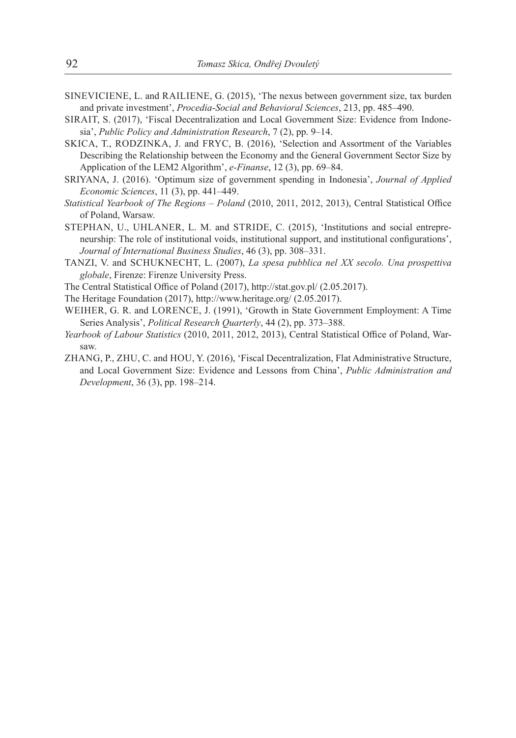SINEVICIENE, L. and RAILIENE, G. (2015), 'The nexus between government size, tax burden and private investment', *Procedia-Social and Behavioral Sciences*, 213, pp. 485–490.

SIRAIT, S. (2017), 'Fiscal Decentralization and Local Government Size: Evidence from Indonesia', *Public Policy and Administration Research*, 7 (2), pp. 9–14.

SKICA, T., RODZINKA, J. and FRYC, B. (2016), 'Selection and Assortment of the Variables Describing the Relationship between the Economy and the General Government Sector Size by Application of the LEM2 Algorithm', *e-Finanse*, 12 (3), pp. 69–84.

SRIYANA, J. (2016). 'Optimum size of government spending in Indonesia', *Journal of Applied Economic Sciences*, 11 (3), pp. 441–449.

*Statistical Yearbook of The Regions – Poland* (2010, 2011, 2012, 2013), Central Statistical Office of Poland, Warsaw.

STEPHAN, U., UHLANER, L. M. and STRIDE, C. (2015), 'Institutions and social entrepreneurship: The role of institutional voids, institutional support, and institutional configurations', *Journal of International Business Studies*, 46 (3), pp. 308–331.

TANZI, V. and SCHUKNECHT, L. (2007), *La spesa pubblica nel XX secolo. Una prospettiva globale*, Firenze: Firenze University Press.

The Central Statistical Office of Poland (2017), http://stat.gov.pl/ (2.05.2017).

The Heritage Foundation (2017), http://www.heritage.org/ (2.05.2017).

WEIHER, G. R. and LORENCE, J. (1991), 'Growth in State Government Employment: A Time Series Analysis', *Political Research Quarterly*, 44 (2), pp. 373–388.

*Yearbook of Labour Statistics* (2010, 2011, 2012, 2013), Central Statistical Office of Poland, Warsaw.

ZHANG, P., ZHU, C. and HOU, Y. (2016), 'Fiscal Decentralization, Flat Administrative Structure, and Local Government Size: Evidence and Lessons from China', *Public Administration and Development*, 36 (3), pp. 198–214.